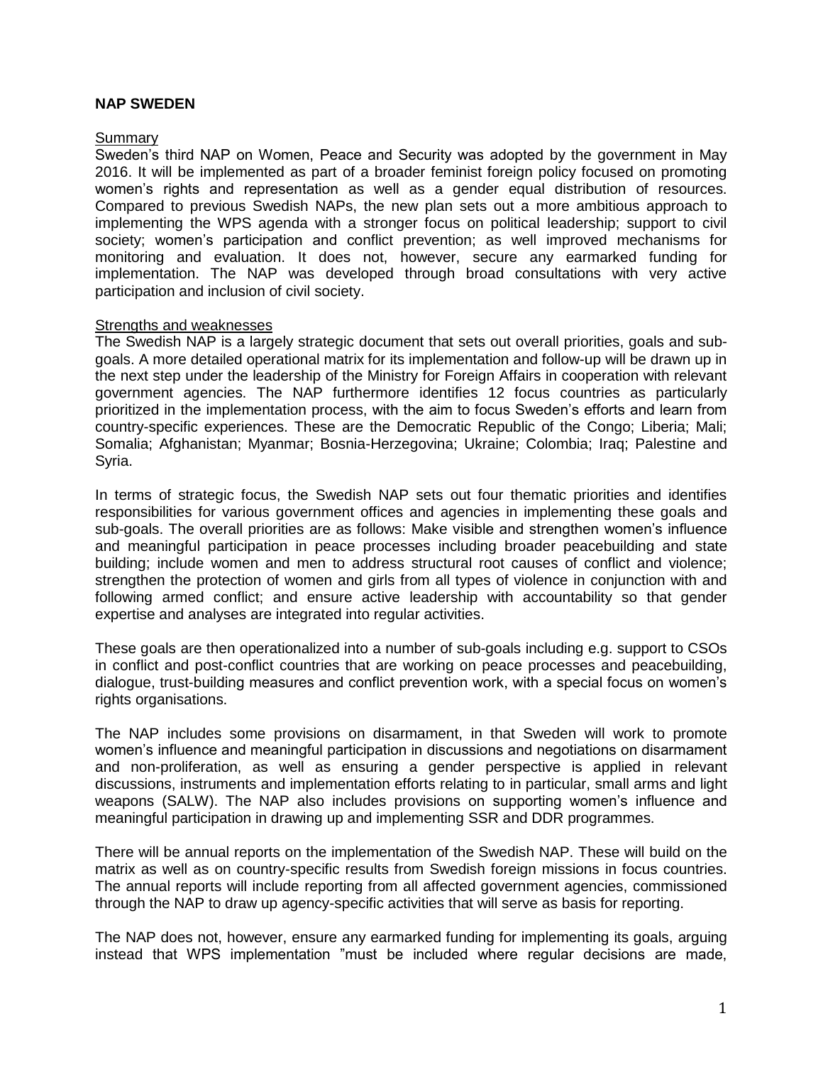**NAP SWEDEN**

Summary

Sweden's third NAP on Women, Peace and Security was adopted by the government in May 2016. It will be implemented as part of a broader feminist foreign policy focused on promoting women's rights and representation as well as a gender equal distribution of resources. Compared to previous Swedish NAPs, the new plan sets out a more ambitious approach to implementing the WPS agenda with a stronger focus on political leadership; support to civil society; women's participation and conflict prevention; as well improved mechanisms for monitoring and evaluation. It does not, however, secure any earmarked funding for implementation. The NAP was developed through broad consultations with very active participation and inclusion of civil society.

Strengths and weaknesses

The Swedish NAP is a largely strategic document that sets out overall priorities, goals and sub-goals. A more detailed operational matrix for its implementation and follow-up will be drawn up in the next step under the leadership of the Ministry for Foreign Affairs in cooperation with relevant government agencies. The NAP furthermore identifies 12 focus countries as particularly prioritized in the implementation process, with the aim to focus Sweden's efforts and learn from country-specific experiences. These are the Democratic Republic of the Congo; Liberia; Mali; Somalia; Afghanistan; Myanmar; Bosnia-Herzegovina; Ukraine; Colombia; Iraq; Palestine and Syria.

In terms of strategic focus, the Swedish NAP sets out four thematic priorities and identifies responsibilities for various government offices and agencies in implementing these goals and sub-goals. The overall priorities are as follows: Make visible and strengthen women's influence and meaningful participation in peace processes including broader peacebuilding and state building; include women and men to address structural root causes of conflict and violence; strengthen the protection of women and girls from all types of violence in conjunction with and following armed conflict; and ensure active leadership with accountability so that gender expertise and analyses are integrated into regular activities.

These goals are then operationalized into a number of sub-goals including e.g. support to CSOs in conflict and post-conflict countries that are working on peace processes and peacebuilding, dialogue, trust-building measures and conflict prevention work, with a special focus on women's rights organisations.

The NAP includes some provisions on disarmament, in that Sweden will work to promote women's influence and meaningful participation in discussions and negotiations on disarmament and non-proliferation, as well as ensuring a gender perspective is applied in relevant discussions, instruments and implementation efforts relating to in particular, small arms and light weapons (SALW). The NAP also includes provisions on supporting women's influence and meaningful participation in drawing up and implementing SSR and DDR programmes.

There will be annual reports on the implementation of the Swedish NAP. These will build on the matrix as well as on country-specific results from Swedish foreign missions in focus countries. The annual reports will include reporting from all affected government agencies, commissioned through the NAP to draw up agency-specific activities that will serve as basis for reporting.

The NAP does not, however, ensure any earmarked funding for implementing its goals, arguing instead that WPS implementation "must be included where regular decisions are made,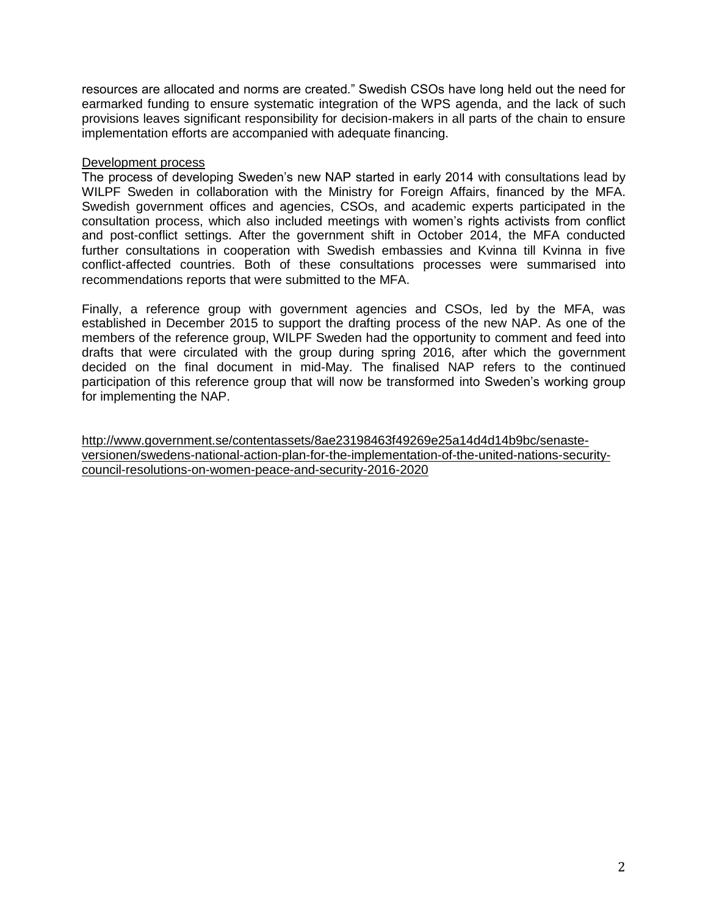resources are allocated and norms are created." Swedish CSOs have long held out the need for earmarked funding to ensure systematic integration of the WPS agenda, and the lack of such provisions leaves significant responsibility for decision-makers in all parts of the chain to ensure implementation efforts are accompanied with adequate financing.

Development process

The process of developing Sweden's new NAP started in early 2014 with consultations lead by WILPF Sweden in collaboration with the Ministry for Foreign Affairs, financed by the MFA. Swedish government offices and agencies, CSOs, and academic experts participated in the consultation process, which also included meetings with women's rights activists from conflict and post-conflict settings. After the government shift in October 2014, the MFA conducted further consultations in cooperation with Swedish embassies and Kvinna till Kvinna in five conflict-affected countries. Both of these consultations processes were summarised into recommendations reports that were submitted to the MFA.

Finally, a reference group with government agencies and CSOs, led by the MFA, was established in December 2015 to support the drafting process of the new NAP. As one of the members of the reference group, WILPF Sweden had the opportunity to comment and feed into drafts that were circulated with the group during spring 2016, after which the government decided on the final document in mid-May. The finalised NAP refers to the continued participation of this reference group that will now be transformed into Sweden's working group for implementing the NAP.

http://www.government.se/contentassets/8ae23198463f49269e25a14d4d14b9bc/senaste-versionen/swedens-national-action-plan-for-the-implementation-of-the-united-nations-security-council-resolutions-on-women-peace-and-security-2016-2020